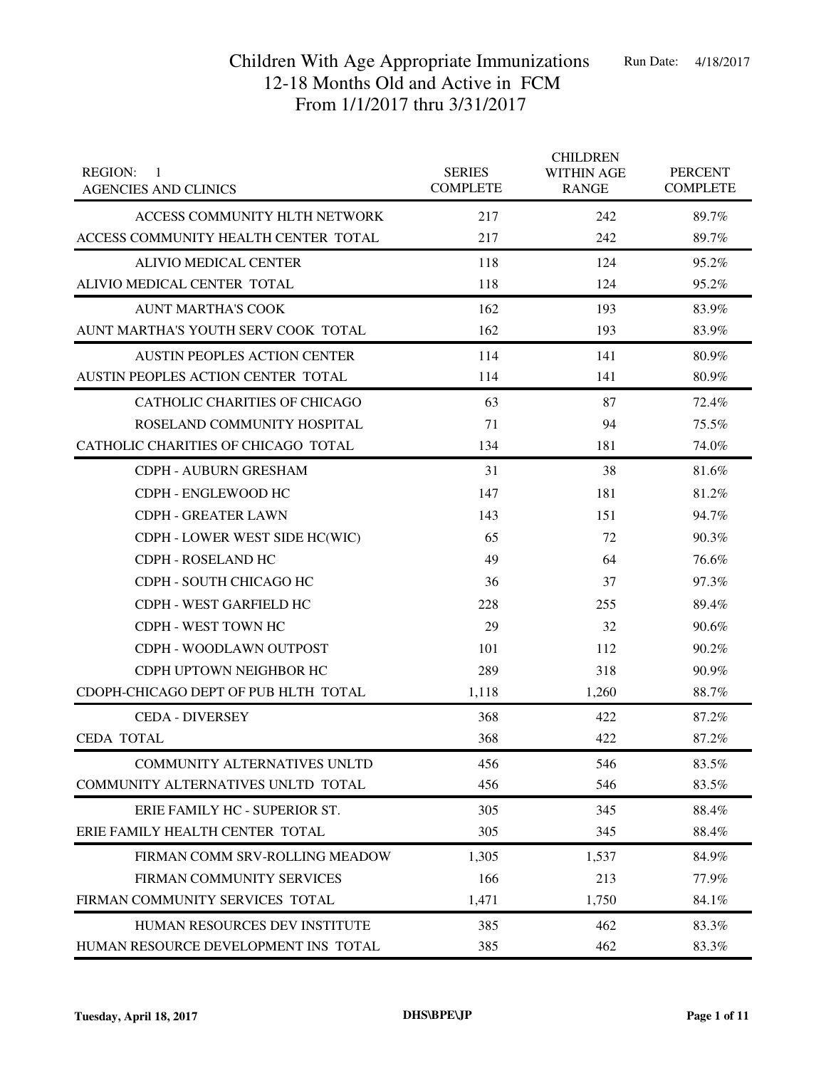# Children With Age Appropriate Immunizations
## 12-18 Months Old and Active in FCM
## From 1/1/2017 thru 3/31/2017

Run Date: 4/18/2017

| REGION: 1<br>AGENCIES AND CLINICS | SERIES COMPLETE | CHILDREN WITHIN AGE RANGE | PERCENT COMPLETE |
|---|---|---|---|
| ACCESS COMMUNITY HLTH NETWORK | 217 | 242 | 89.7% |
| ACCESS COMMUNITY HEALTH CENTER TOTAL | 217 | 242 | 89.7% |
| ALIVIO MEDICAL CENTER | 118 | 124 | 95.2% |
| ALIVIO MEDICAL CENTER TOTAL | 118 | 124 | 95.2% |
| AUNT MARTHA'S COOK | 162 | 193 | 83.9% |
| AUNT MARTHA'S YOUTH SERV COOK TOTAL | 162 | 193 | 83.9% |
| AUSTIN PEOPLES ACTION CENTER | 114 | 141 | 80.9% |
| AUSTIN PEOPLES ACTION CENTER TOTAL | 114 | 141 | 80.9% |
| CATHOLIC CHARITIES OF CHICAGO | 63 | 87 | 72.4% |
| ROSELAND COMMUNITY HOSPITAL | 71 | 94 | 75.5% |
| CATHOLIC CHARITIES OF CHICAGO TOTAL | 134 | 181 | 74.0% |
| CDPH - AUBURN GRESHAM | 31 | 38 | 81.6% |
| CDPH - ENGLEWOOD HC | 147 | 181 | 81.2% |
| CDPH - GREATER LAWN | 143 | 151 | 94.7% |
| CDPH - LOWER WEST SIDE HC(WIC) | 65 | 72 | 90.3% |
| CDPH - ROSELAND HC | 49 | 64 | 76.6% |
| CDPH - SOUTH CHICAGO HC | 36 | 37 | 97.3% |
| CDPH - WEST GARFIELD HC | 228 | 255 | 89.4% |
| CDPH - WEST TOWN HC | 29 | 32 | 90.6% |
| CDPH - WOODLAWN OUTPOST | 101 | 112 | 90.2% |
| CDPH UPTOWN NEIGHBOR HC | 289 | 318 | 90.9% |
| CDOPH-CHICAGO DEPT OF PUB HLTH TOTAL | 1,118 | 1,260 | 88.7% |
| CEDA - DIVERSEY | 368 | 422 | 87.2% |
| CEDA TOTAL | 368 | 422 | 87.2% |
| COMMUNITY ALTERNATIVES UNLTD | 456 | 546 | 83.5% |
| COMMUNITY ALTERNATIVES UNLTD TOTAL | 456 | 546 | 83.5% |
| ERIE FAMILY HC - SUPERIOR ST. | 305 | 345 | 88.4% |
| ERIE FAMILY HEALTH CENTER TOTAL | 305 | 345 | 88.4% |
| FIRMAN COMM SRV-ROLLING MEADOW | 1,305 | 1,537 | 84.9% |
| FIRMAN COMMUNITY SERVICES | 166 | 213 | 77.9% |
| FIRMAN COMMUNITY SERVICES TOTAL | 1,471 | 1,750 | 84.1% |
| HUMAN RESOURCES DEV INSTITUTE | 385 | 462 | 83.3% |
| HUMAN RESOURCE DEVELOPMENT INS TOTAL | 385 | 462 | 83.3% |

Tuesday, April 18, 2017 DHS\BPE\JP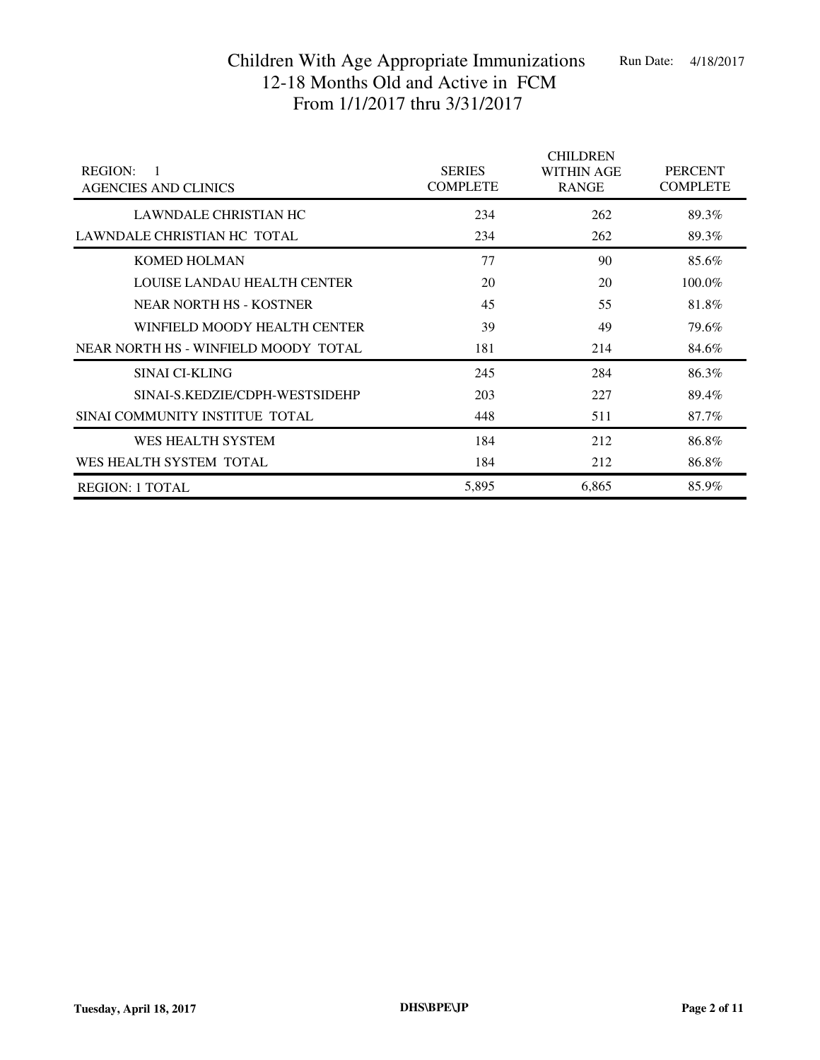# Children With Age Appropriate Immunizations
## 12-18 Months Old and Active in FCM
## From 1/1/2017 thru 3/31/2017

Run Date: 4/18/2017

| REGION: 1<br>AGENCIES AND CLINICS | SERIES COMPLETE | CHILDREN WITHIN AGE RANGE | PERCENT COMPLETE |
|---|---|---|---|
| LAWNDALE CHRISTIAN HC | 234 | 262 | 89.3% |
| LAWNDALE CHRISTIAN HC TOTAL | 234 | 262 | 89.3% |
| KOMED HOLMAN | 77 | 90 | 85.6% |
| LOUISE LANDAU HEALTH CENTER | 20 | 20 | 100.0% |
| NEAR NORTH HS - KOSTNER | 45 | 55 | 81.8% |
| WINFIELD MOODY HEALTH CENTER | 39 | 49 | 79.6% |
| NEAR NORTH HS - WINFIELD MOODY TOTAL | 181 | 214 | 84.6% |
| SINAI CI-KLING | 245 | 284 | 86.3% |
| SINAI-S.KEDZIE/CDPH-WESTSIDEHP | 203 | 227 | 89.4% |
| SINAI COMMUNITY INSTITUE TOTAL | 448 | 511 | 87.7% |
| WES HEALTH SYSTEM | 184 | 212 | 86.8% |
| WES HEALTH SYSTEM TOTAL | 184 | 212 | 86.8% |
| REGION: 1 TOTAL | 5,895 | 6,865 | 85.9% |

Tuesday, April 18, 2017 DHS\BPE\JP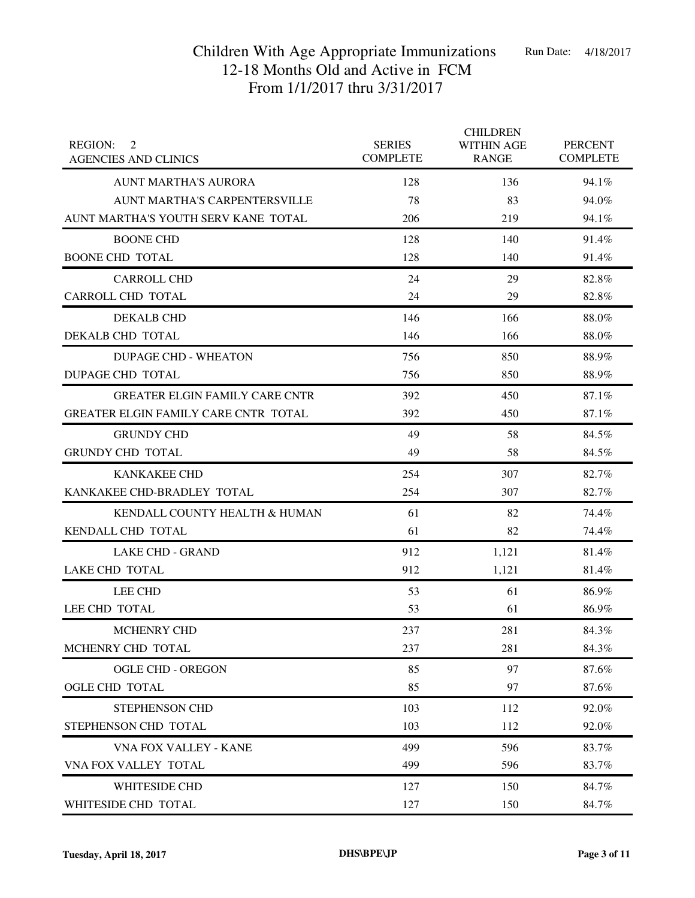# Children With Age Appropriate Immunizations
## 12-18 Months Old and Active in FCM
## From 1/1/2017 thru 3/31/2017

Run Date: 4/18/2017

| REGION: 2<br>AGENCIES AND CLINICS | SERIES COMPLETE | CHILDREN WITHIN AGE RANGE | PERCENT COMPLETE |
|---|---|---|---|
| AUNT MARTHA'S AURORA | 128 | 136 | 94.1% |
| AUNT MARTHA'S CARPENTERSVILLE | 78 | 83 | 94.0% |
| AUNT MARTHA'S YOUTH SERV KANE TOTAL | 206 | 219 | 94.1% |
| BOONE CHD | 128 | 140 | 91.4% |
| BOONE CHD TOTAL | 128 | 140 | 91.4% |
| CARROLL CHD | 24 | 29 | 82.8% |
| CARROLL CHD TOTAL | 24 | 29 | 82.8% |
| DEKALB CHD | 146 | 166 | 88.0% |
| DEKALB CHD TOTAL | 146 | 166 | 88.0% |
| DUPAGE CHD - WHEATON | 756 | 850 | 88.9% |
| DUPAGE CHD TOTAL | 756 | 850 | 88.9% |
| GREATER ELGIN FAMILY CARE CNTR | 392 | 450 | 87.1% |
| GREATER ELGIN FAMILY CARE CNTR TOTAL | 392 | 450 | 87.1% |
| GRUNDY CHD | 49 | 58 | 84.5% |
| GRUNDY CHD TOTAL | 49 | 58 | 84.5% |
| KANKAKEE CHD | 254 | 307 | 82.7% |
| KANKAKEE CHD-BRADLEY TOTAL | 254 | 307 | 82.7% |
| KENDALL COUNTY HEALTH & HUMAN | 61 | 82 | 74.4% |
| KENDALL CHD TOTAL | 61 | 82 | 74.4% |
| LAKE CHD - GRAND | 912 | 1,121 | 81.4% |
| LAKE CHD TOTAL | 912 | 1,121 | 81.4% |
| LEE CHD | 53 | 61 | 86.9% |
| LEE CHD TOTAL | 53 | 61 | 86.9% |
| MCHENRY CHD | 237 | 281 | 84.3% |
| MCHENRY CHD TOTAL | 237 | 281 | 84.3% |
| OGLE CHD - OREGON | 85 | 97 | 87.6% |
| OGLE CHD TOTAL | 85 | 97 | 87.6% |
| STEPHENSON CHD | 103 | 112 | 92.0% |
| STEPHENSON CHD TOTAL | 103 | 112 | 92.0% |
| VNA FOX VALLEY - KANE | 499 | 596 | 83.7% |
| VNA FOX VALLEY TOTAL | 499 | 596 | 83.7% |
| WHITESIDE CHD | 127 | 150 | 84.7% |
| WHITESIDE CHD TOTAL | 127 | 150 | 84.7% |

Tuesday, April 18, 2017 DHS\BPE\JP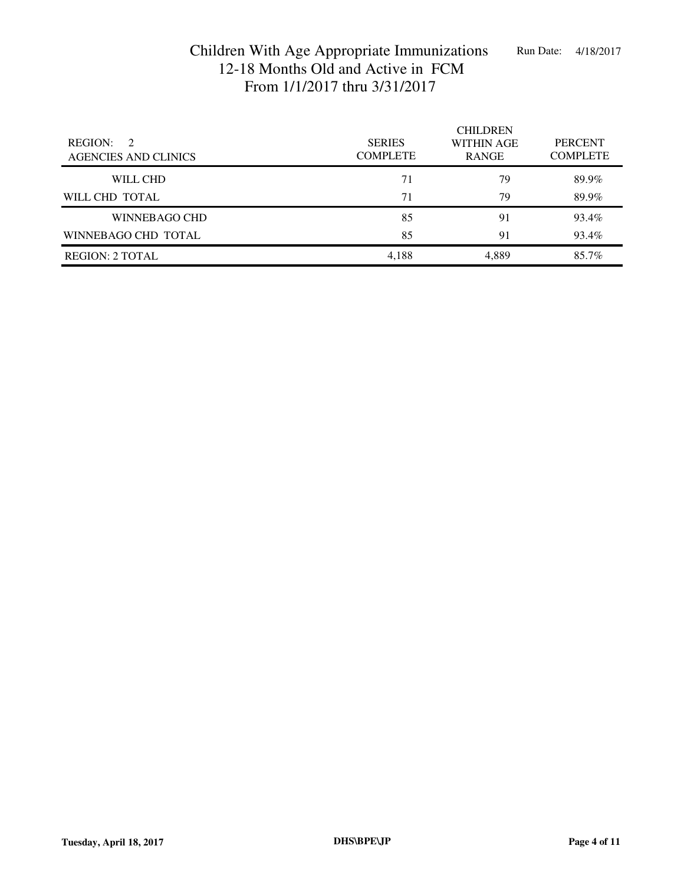# Children With Age Appropriate Immunizations
## 12-18 Months Old and Active in FCM
## From 1/1/2017 thru 3/31/2017

Run Date: 4/18/2017

| REGION: 2<br>AGENCIES AND CLINICS | SERIES COMPLETE | CHILDREN WITHIN AGE RANGE | PERCENT COMPLETE |
|---|---|---|---|
| WILL CHD | 71 | 79 | 89.9% |
| WILL CHD TOTAL | 71 | 79 | 89.9% |
| WINNEBAGO CHD | 85 | 91 | 93.4% |
| WINNEBAGO CHD TOTAL | 85 | 91 | 93.4% |
| REGION: 2 TOTAL | 4,188 | 4,889 | 85.7% |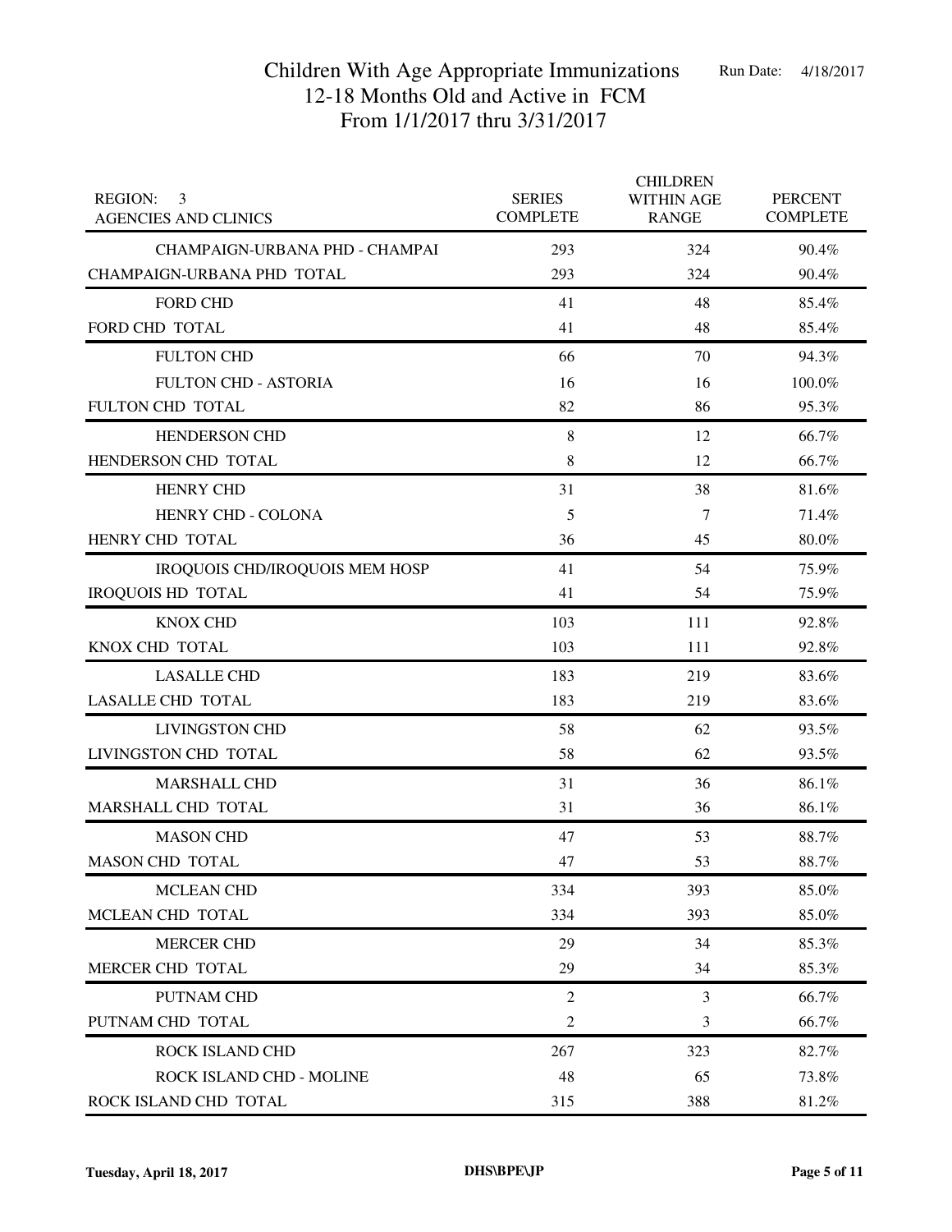# Children With Age Appropriate Immunizations
## 12-18 Months Old and Active in FCM
## From 1/1/2017 thru 3/31/2017

Run Date: 4/18/2017

| REGION: 3<br>AGENCIES AND CLINICS | SERIES COMPLETE | CHILDREN WITHIN AGE RANGE | PERCENT COMPLETE |
|---|---|---|---|
| CHAMPAIGN-URBANA PHD - CHAMPAI | 293 | 324 | 90.4% |
| CHAMPAIGN-URBANA PHD TOTAL | 293 | 324 | 90.4% |
| FORD CHD | 41 | 48 | 85.4% |
| FORD CHD TOTAL | 41 | 48 | 85.4% |
| FULTON CHD | 66 | 70 | 94.3% |
| FULTON CHD - ASTORIA | 16 | 16 | 100.0% |
| FULTON CHD TOTAL | 82 | 86 | 95.3% |
| HENDERSON CHD | 8 | 12 | 66.7% |
| HENDERSON CHD TOTAL | 8 | 12 | 66.7% |
| HENRY CHD | 31 | 38 | 81.6% |
| HENRY CHD - COLONA | 5 | 7 | 71.4% |
| HENRY CHD TOTAL | 36 | 45 | 80.0% |
| IROQUOIS CHD/IROQUOIS MEM HOSP | 41 | 54 | 75.9% |
| IROQUOIS HD TOTAL | 41 | 54 | 75.9% |
| KNOX CHD | 103 | 111 | 92.8% |
| KNOX CHD TOTAL | 103 | 111 | 92.8% |
| LASALLE CHD | 183 | 219 | 83.6% |
| LASALLE CHD TOTAL | 183 | 219 | 83.6% |
| LIVINGSTON CHD | 58 | 62 | 93.5% |
| LIVINGSTON CHD TOTAL | 58 | 62 | 93.5% |
| MARSHALL CHD | 31 | 36 | 86.1% |
| MARSHALL CHD TOTAL | 31 | 36 | 86.1% |
| MASON CHD | 47 | 53 | 88.7% |
| MASON CHD TOTAL | 47 | 53 | 88.7% |
| MCLEAN CHD | 334 | 393 | 85.0% |
| MCLEAN CHD TOTAL | 334 | 393 | 85.0% |
| MERCER CHD | 29 | 34 | 85.3% |
| MERCER CHD TOTAL | 29 | 34 | 85.3% |
| PUTNAM CHD | 2 | 3 | 66.7% |
| PUTNAM CHD TOTAL | 2 | 3 | 66.7% |
| ROCK ISLAND CHD | 267 | 323 | 82.7% |
| ROCK ISLAND CHD - MOLINE | 48 | 65 | 73.8% |
| ROCK ISLAND CHD TOTAL | 315 | 388 | 81.2% |

Tuesday, April 18, 2017 DHS\BPE\JP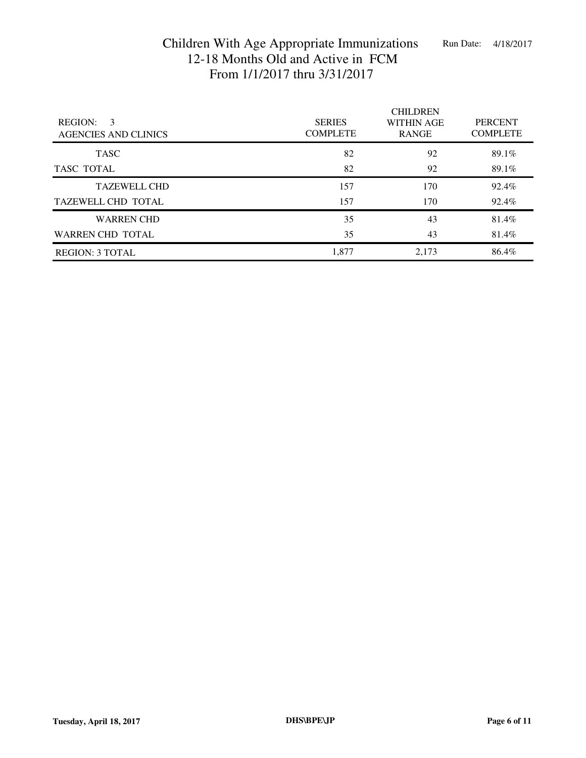# Children With Age Appropriate Immunizations
## 12-18 Months Old and Active in FCM
## From 1/1/2017 thru 3/31/2017

Run Date: 4/18/2017

| REGION: 3<br>AGENCIES AND CLINICS | SERIES COMPLETE | CHILDREN WITHIN AGE RANGE | PERCENT COMPLETE |
|---|---|---|---|
| TASC | 82 | 92 | 89.1% |
| TASC TOTAL | 82 | 92 | 89.1% |
| TAZEWELL CHD | 157 | 170 | 92.4% |
| TAZEWELL CHD TOTAL | 157 | 170 | 92.4% |
| WARREN CHD | 35 | 43 | 81.4% |
| WARREN CHD TOTAL | 35 | 43 | 81.4% |
| REGION: 3 TOTAL | 1,877 | 2,173 | 86.4% |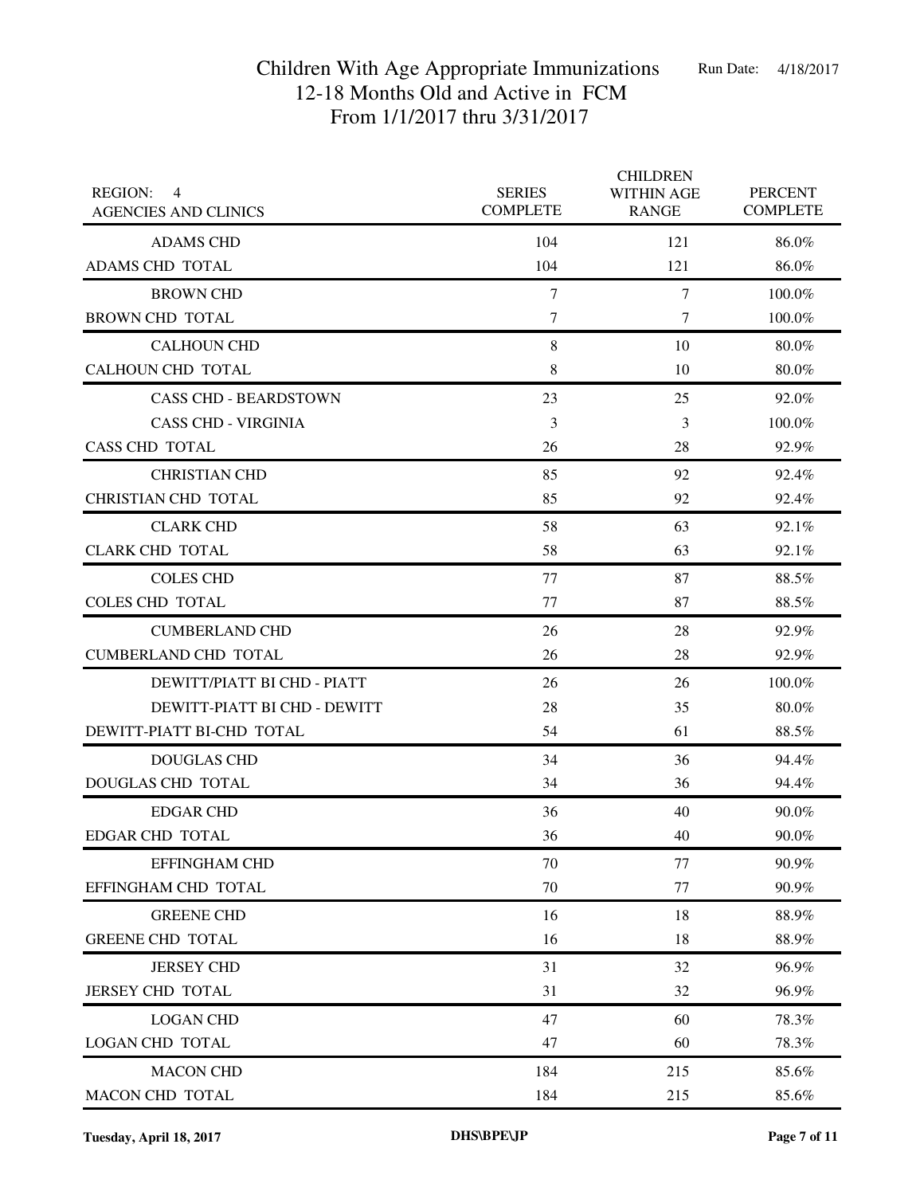# Children With Age Appropriate Immunizations
## 12-18 Months Old and Active in FCM
## From 1/1/2017 thru 3/31/2017

Run Date: 4/18/2017

| REGION: 4<br>AGENCIES AND CLINICS | SERIES COMPLETE | CHILDREN WITHIN AGE RANGE | PERCENT COMPLETE |
|---|---|---|---|
| ADAMS CHD | 104 | 121 | 86.0% |
| ADAMS CHD TOTAL | 104 | 121 | 86.0% |
| BROWN CHD | 7 | 7 | 100.0% |
| BROWN CHD TOTAL | 7 | 7 | 100.0% |
| CALHOUN CHD | 8 | 10 | 80.0% |
| CALHOUN CHD TOTAL | 8 | 10 | 80.0% |
| CASS CHD - BEARDSTOWN | 23 | 25 | 92.0% |
| CASS CHD - VIRGINIA | 3 | 3 | 100.0% |
| CASS CHD TOTAL | 26 | 28 | 92.9% |
| CHRISTIAN CHD | 85 | 92 | 92.4% |
| CHRISTIAN CHD TOTAL | 85 | 92 | 92.4% |
| CLARK CHD | 58 | 63 | 92.1% |
| CLARK CHD TOTAL | 58 | 63 | 92.1% |
| COLES CHD | 77 | 87 | 88.5% |
| COLES CHD TOTAL | 77 | 87 | 88.5% |
| CUMBERLAND CHD | 26 | 28 | 92.9% |
| CUMBERLAND CHD TOTAL | 26 | 28 | 92.9% |
| DEWITT/PIATT BI CHD - PIATT | 26 | 26 | 100.0% |
| DEWITT-PIATT BI CHD - DEWITT | 28 | 35 | 80.0% |
| DEWITT-PIATT BI-CHD TOTAL | 54 | 61 | 88.5% |
| DOUGLAS CHD | 34 | 36 | 94.4% |
| DOUGLAS CHD TOTAL | 34 | 36 | 94.4% |
| EDGAR CHD | 36 | 40 | 90.0% |
| EDGAR CHD TOTAL | 36 | 40 | 90.0% |
| EFFINGHAM CHD | 70 | 77 | 90.9% |
| EFFINGHAM CHD TOTAL | 70 | 77 | 90.9% |
| GREENE CHD | 16 | 18 | 88.9% |
| GREENE CHD TOTAL | 16 | 18 | 88.9% |
| JERSEY CHD | 31 | 32 | 96.9% |
| JERSEY CHD TOTAL | 31 | 32 | 96.9% |
| LOGAN CHD | 47 | 60 | 78.3% |
| LOGAN CHD TOTAL | 47 | 60 | 78.3% |
| MACON CHD | 184 | 215 | 85.6% |
| MACON CHD TOTAL | 184 | 215 | 85.6% |

Tuesday, April 18, 2017 DHS\BPE\JP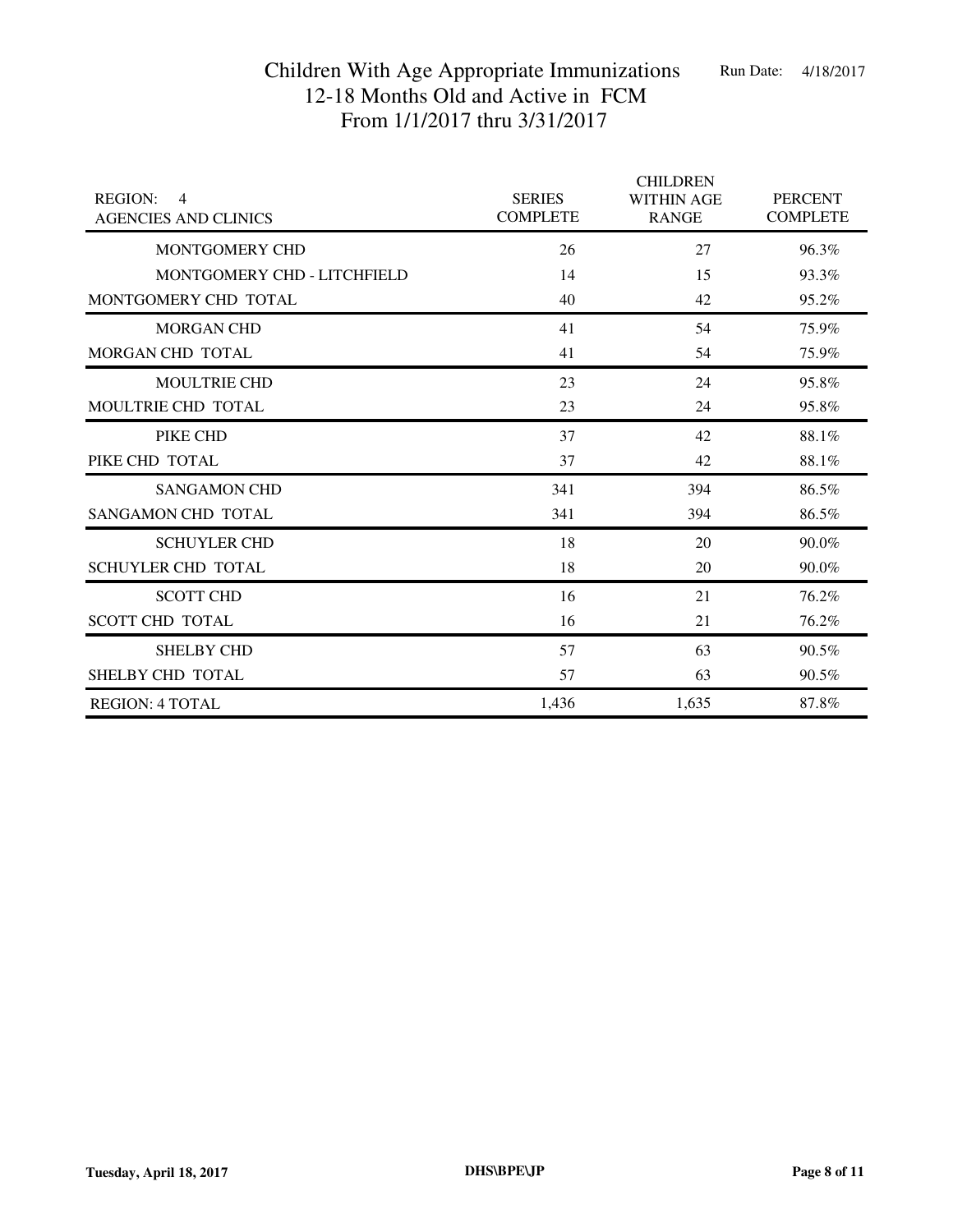# Children With Age Appropriate Immunizations
## 12-18 Months Old and Active in FCM
## From 1/1/2017 thru 3/31/2017

Run Date: 4/18/2017

| REGION: 4<br>AGENCIES AND CLINICS | SERIES COMPLETE | CHILDREN WITHIN AGE RANGE | PERCENT COMPLETE |
|---|---|---|---|
| MONTGOMERY CHD | 26 | 27 | 96.3% |
| MONTGOMERY CHD - LITCHFIELD | 14 | 15 | 93.3% |
| MONTGOMERY CHD TOTAL | 40 | 42 | 95.2% |
| MORGAN CHD | 41 | 54 | 75.9% |
| MORGAN CHD TOTAL | 41 | 54 | 75.9% |
| MOULTRIE CHD | 23 | 24 | 95.8% |
| MOULTRIE CHD TOTAL | 23 | 24 | 95.8% |
| PIKE CHD | 37 | 42 | 88.1% |
| PIKE CHD TOTAL | 37 | 42 | 88.1% |
| SANGAMON CHD | 341 | 394 | 86.5% |
| SANGAMON CHD TOTAL | 341 | 394 | 86.5% |
| SCHUYLER CHD | 18 | 20 | 90.0% |
| SCHUYLER CHD TOTAL | 18 | 20 | 90.0% |
| SCOTT CHD | 16 | 21 | 76.2% |
| SCOTT CHD TOTAL | 16 | 21 | 76.2% |
| SHELBY CHD | 57 | 63 | 90.5% |
| SHELBY CHD TOTAL | 57 | 63 | 90.5% |
| REGION: 4 TOTAL | 1,436 | 1,635 | 87.8% |

Tuesday, April 18, 2017 | DHS\BPE\JP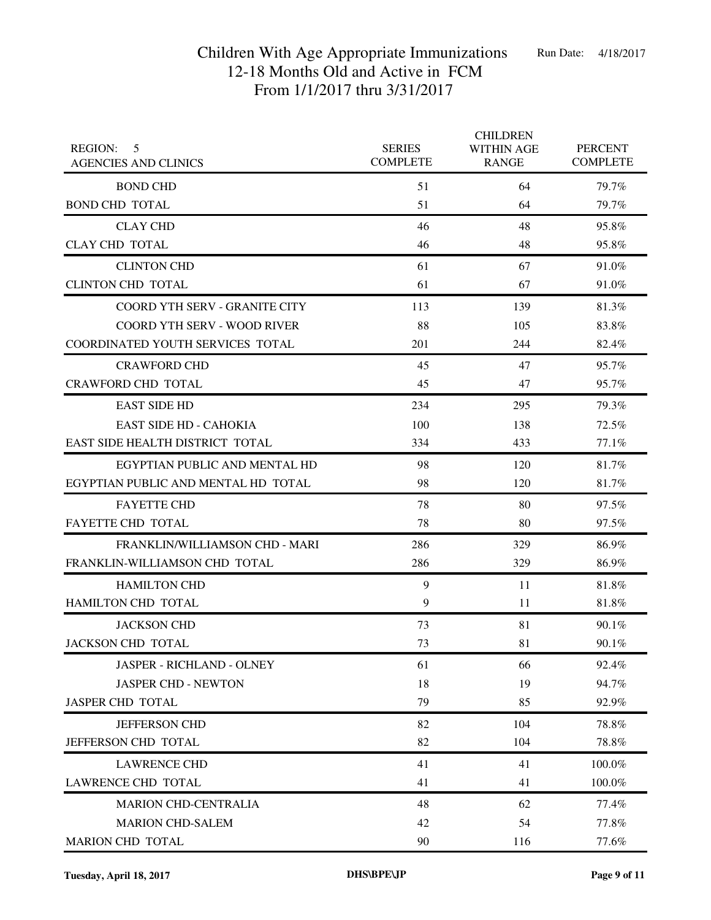# Children With Age Appropriate Immunizations
## 12-18 Months Old and Active in FCM
## From 1/1/2017 thru 3/31/2017

Run Date: 4/18/2017

| REGION: 5 AGENCIES AND CLINICS | SERIES COMPLETE | CHILDREN WITHIN AGE RANGE | PERCENT COMPLETE |
|---|---|---|---|
| BOND CHD | 51 | 64 | 79.7% |
| BOND CHD TOTAL | 51 | 64 | 79.7% |
| CLAY CHD | 46 | 48 | 95.8% |
| CLAY CHD TOTAL | 46 | 48 | 95.8% |
| CLINTON CHD | 61 | 67 | 91.0% |
| CLINTON CHD TOTAL | 61 | 67 | 91.0% |
| COORD YTH SERV - GRANITE CITY | 113 | 139 | 81.3% |
| COORD YTH SERV - WOOD RIVER | 88 | 105 | 83.8% |
| COORDINATED YOUTH SERVICES TOTAL | 201 | 244 | 82.4% |
| CRAWFORD CHD | 45 | 47 | 95.7% |
| CRAWFORD CHD TOTAL | 45 | 47 | 95.7% |
| EAST SIDE HD | 234 | 295 | 79.3% |
| EAST SIDE HD - CAHOKIA | 100 | 138 | 72.5% |
| EAST SIDE HEALTH DISTRICT TOTAL | 334 | 433 | 77.1% |
| EGYPTIAN PUBLIC AND MENTAL HD | 98 | 120 | 81.7% |
| EGYPTIAN PUBLIC AND MENTAL HD TOTAL | 98 | 120 | 81.7% |
| FAYETTE CHD | 78 | 80 | 97.5% |
| FAYETTE CHD TOTAL | 78 | 80 | 97.5% |
| FRANKLIN/WILLIAMSON CHD - MARI | 286 | 329 | 86.9% |
| FRANKLIN-WILLIAMSON CHD TOTAL | 286 | 329 | 86.9% |
| HAMILTON CHD | 9 | 11 | 81.8% |
| HAMILTON CHD TOTAL | 9 | 11 | 81.8% |
| JACKSON CHD | 73 | 81 | 90.1% |
| JACKSON CHD TOTAL | 73 | 81 | 90.1% |
| JASPER - RICHLAND - OLNEY | 61 | 66 | 92.4% |
| JASPER CHD - NEWTON | 18 | 19 | 94.7% |
| JASPER CHD TOTAL | 79 | 85 | 92.9% |
| JEFFERSON CHD | 82 | 104 | 78.8% |
| JEFFERSON CHD TOTAL | 82 | 104 | 78.8% |
| LAWRENCE CHD | 41 | 41 | 100.0% |
| LAWRENCE CHD TOTAL | 41 | 41 | 100.0% |
| MARION CHD-CENTRALIA | 48 | 62 | 77.4% |
| MARION CHD-SALEM | 42 | 54 | 77.8% |
| MARION CHD TOTAL | 90 | 116 | 77.6% |

Tuesday, April 18, 2017 | DHS\BPE\JP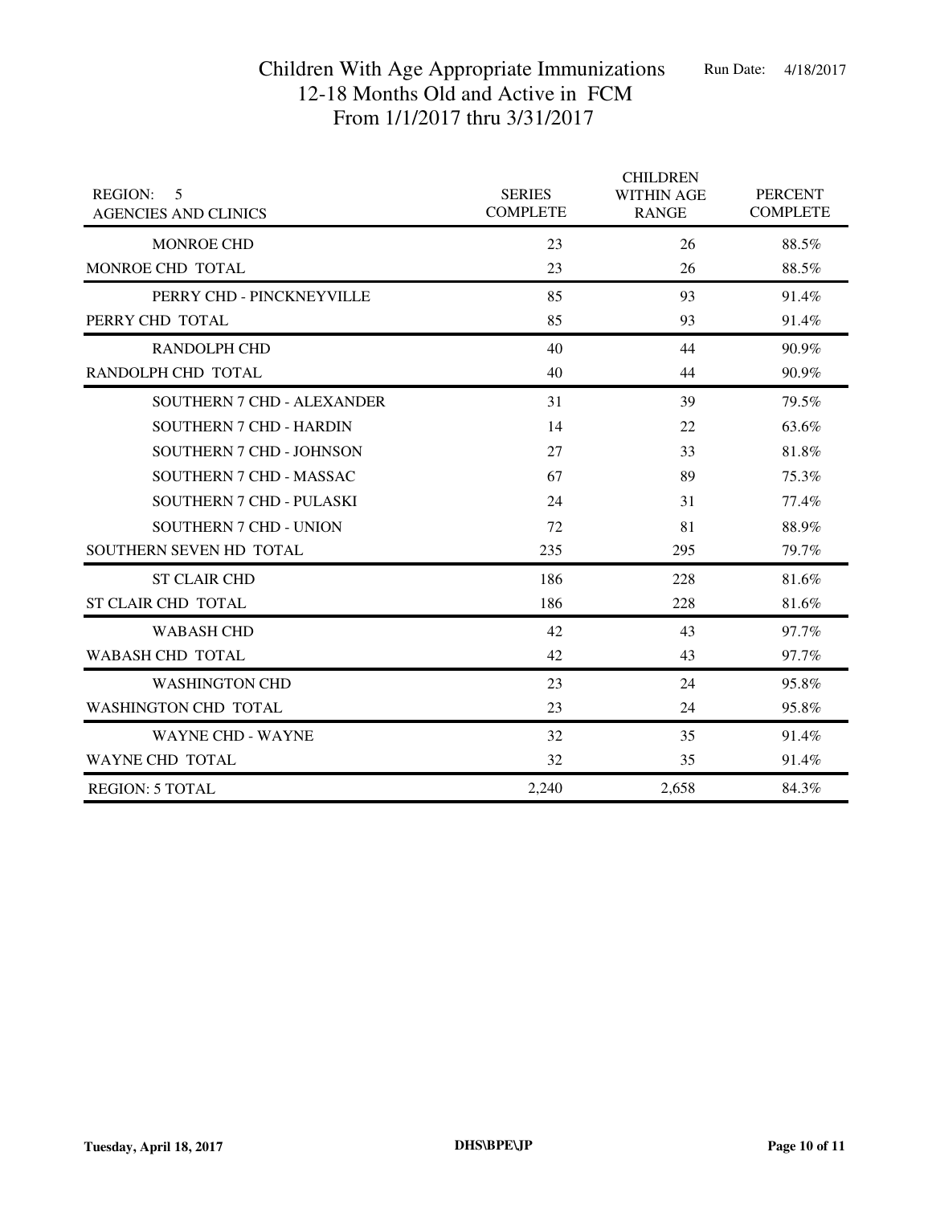# Children With Age Appropriate Immunizations
## 12-18 Months Old and Active in FCM
## From 1/1/2017 thru 3/31/2017

Run Date: 4/18/2017

| REGION: 5<br>AGENCIES AND CLINICS | SERIES COMPLETE | CHILDREN WITHIN AGE RANGE | PERCENT COMPLETE |
|---|---|---|---|
| MONROE CHD | 23 | 26 | 88.5% |
| MONROE CHD TOTAL | 23 | 26 | 88.5% |
| PERRY CHD - PINCKNEYVILLE | 85 | 93 | 91.4% |
| PERRY CHD TOTAL | 85 | 93 | 91.4% |
| RANDOLPH CHD | 40 | 44 | 90.9% |
| RANDOLPH CHD TOTAL | 40 | 44 | 90.9% |
| SOUTHERN 7 CHD - ALEXANDER | 31 | 39 | 79.5% |
| SOUTHERN 7 CHD - HARDIN | 14 | 22 | 63.6% |
| SOUTHERN 7 CHD - JOHNSON | 27 | 33 | 81.8% |
| SOUTHERN 7 CHD - MASSAC | 67 | 89 | 75.3% |
| SOUTHERN 7 CHD - PULASKI | 24 | 31 | 77.4% |
| SOUTHERN 7 CHD - UNION | 72 | 81 | 88.9% |
| SOUTHERN SEVEN HD TOTAL | 235 | 295 | 79.7% |
| ST CLAIR CHD | 186 | 228 | 81.6% |
| ST CLAIR CHD TOTAL | 186 | 228 | 81.6% |
| WABASH CHD | 42 | 43 | 97.7% |
| WABASH CHD TOTAL | 42 | 43 | 97.7% |
| WASHINGTON CHD | 23 | 24 | 95.8% |
| WASHINGTON CHD TOTAL | 23 | 24 | 95.8% |
| WAYNE CHD - WAYNE | 32 | 35 | 91.4% |
| WAYNE CHD TOTAL | 32 | 35 | 91.4% |
| REGION: 5 TOTAL | 2,240 | 2,658 | 84.3% |

Tuesday, April 18, 2017 DHS\BPE\JP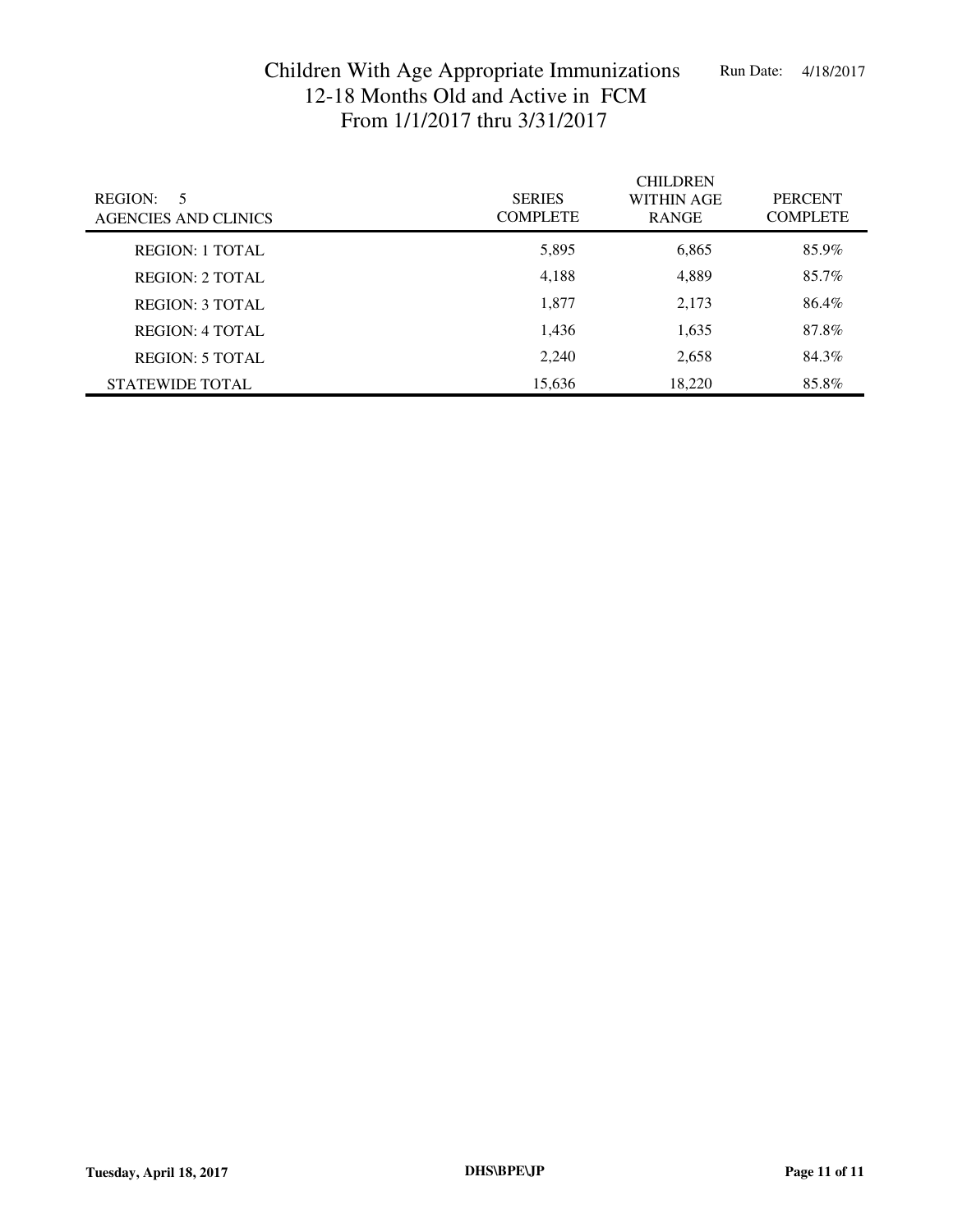# Children With Age Appropriate Immunizations
## 12-18 Months Old and Active in FCM
## From 1/1/2017 thru 3/31/2017

Run Date: 4/18/2017

| REGION: 5<br>AGENCIES AND CLINICS | SERIES COMPLETE | CHILDREN WITHIN AGE RANGE | PERCENT COMPLETE |
|---|---|---|---|
| REGION: 1 TOTAL | 5,895 | 6,865 | 85.9% |
| REGION: 2 TOTAL | 4,188 | 4,889 | 85.7% |
| REGION: 3 TOTAL | 1,877 | 2,173 | 86.4% |
| REGION: 4 TOTAL | 1,436 | 1,635 | 87.8% |
| REGION: 5 TOTAL | 2,240 | 2,658 | 84.3% |
| STATEWIDE TOTAL | 15,636 | 18,220 | 85.8% |

**Tuesday, April 18, 2017** **DHS\BPE\JP**